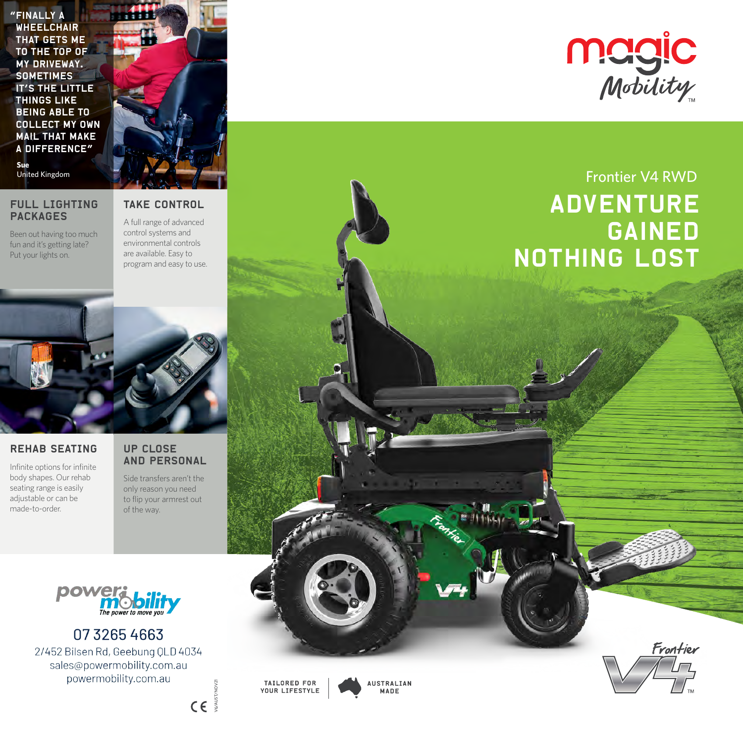# magic Mobility™

## Frontier V4 RWD

# ADVENTURE GAINED NOTHING LOST

"FINALLY A WHEELCHAIR THAT GETS ME TO THE TOP OF MY DRIVEWAY. SOMETIMES IT'S THE LITTLE THINGS LIKE BEING ABLE TO COLLECT MY OWN MAIL THAT MAKE A DIFFERENCE"

**Sue**
United Kingdom

### FULL LIGHTING PACKAGES

Been out having too much fun and it's getting late? Put your lights on.

### TAKE CONTROL

A full range of advanced control systems and environmental controls are available. Easy to program and easy to use.

### REHAB SEATING

Infinite options for infinite body shapes. Our rehab seating range is easily adjustable or can be made-to-order.

### UP CLOSE AND PERSONAL

Side transfers aren't the only reason you need to flip your armrest out of the way.

**power mobility** – *The power to move you*

07 3265 4663
2/452 Bilsen Rd, Geebung QLD 4034
sales@powermobility.com.au
powermobility.com.au

TAILORED FOR YOUR LIFESTYLE | AUSTRALIAN MADE

Frontier V4™

V6/AUST/NOV21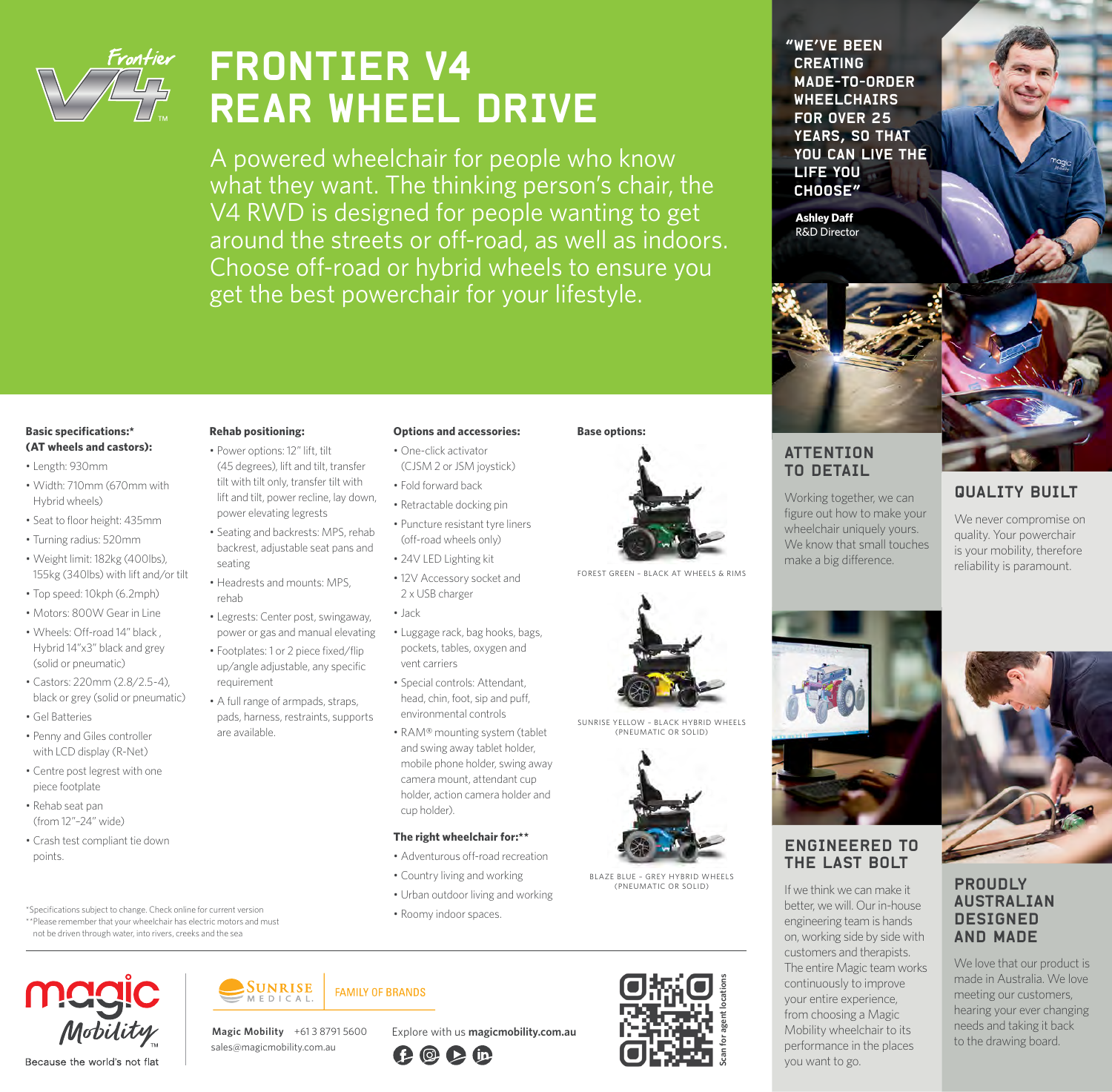# FRONTIER V4 REAR WHEEL DRIVE

A powered wheelchair for people who know what they want. The thinking person's chair, the V4 RWD is designed for people wanting to get around the streets or off-road, as well as indoors. Choose off-road or hybrid wheels to ensure you get the best powerchair for your lifestyle.

**Basic specifications:* (AT wheels and castors):**

- Length: 930mm
- Width: 710mm (670mm with Hybrid wheels)
- Seat to floor height: 435mm
- Turning radius: 520mm
- Weight limit: 182kg (400lbs), 155kg (340lbs) with lift and/or tilt
- Top speed: 10kph (6.2mph)
- Motors: 800W Gear in Line
- Wheels: Off-road 14" black, Hybrid 14"x3" black and grey (solid or pneumatic)
- Castors: 220mm (2.8/2.5-4), black or grey (solid or pneumatic)
- Gel Batteries
- Penny and Giles controller with LCD display (R-Net)
- Centre post legrest with one piece footplate
- Rehab seat pan (from 12"–24" wide)
- Crash test compliant tie down points.

**Rehab positioning:**

- Power options: 12" lift, tilt (45 degrees), lift and tilt, transfer tilt with tilt only, transfer tilt with lift and tilt, power recline, lay down, power elevating legrests
- Seating and backrests: MPS, rehab backrest, adjustable seat pans and seating
- Headrests and mounts: MPS, rehab
- Legrests: Center post, swingaway, power or gas and manual elevating
- Footplates: 1 or 2 piece fixed/flip up/angle adjustable, any specific requirement
- A full range of armpads, straps, pads, harness, restraints, supports are available.

**Options and accessories:**

- One-click activator (CJSM 2 or JSM joystick)
- Fold forward back
- Retractable docking pin
- Puncture resistant tyre liners (off-road wheels only)
- 24V LED Lighting kit
- 12V Accessory socket and 2 x USB charger
- Jack
- Luggage rack, bag hooks, bags, pockets, tables, oxygen and vent carriers
- Special controls: Attendant, head, chin, foot, sip and puff, environmental controls
- RAM® mounting system (tablet and swing away tablet holder, mobile phone holder, swing away camera mount, attendant cup holder, action camera holder and cup holder).

**The right wheelchair for:****

- Adventurous off-road recreation
- Country living and working
- Urban outdoor living and working
- Roomy indoor spaces.

**Base options:**

FOREST GREEN - BLACK AT WHEELS & RIMS

SUNRISE YELLOW - BLACK HYBRID WHEELS (PNEUMATIC OR SOLID)

BLAZE BLUE - GREY HYBRID WHEELS (PNEUMATIC OR SOLID)

*Specifications subject to change. Check online for current version

**Please remember that your wheelchair has electric motors and must not be driven through water, into rivers, creeks and the sea

"WE'VE BEEN CREATING MADE-TO-ORDER WHEELCHAIRS FOR OVER 25 YEARS, SO THAT YOU CAN LIVE THE LIFE YOU CHOOSE"

**Ashley Daff**
R&D Director

## ATTENTION TO DETAIL

Working together, we can figure out how to make your wheelchair uniquely yours. We know that small touches make a big difference.

## QUALITY BUILT

We never compromise on quality. Your powerchair is your mobility, therefore reliability is paramount.

## ENGINEERED TO THE LAST BOLT

If we think we can make it better, we will. Our in-house engineering team is hands on, working side by side with customers and therapists. The entire Magic team works continuously to improve your entire experience, from choosing a Magic Mobility wheelchair to its performance in the places you want to go.

## PROUDLY AUSTRALIAN DESIGNED AND MADE

We love that our product is made in Australia. We love meeting our customers, hearing your ever changing needs and taking it back to the drawing board.

magic Mobility — Because the world's not flat

SUNRISE MEDICAL — FAMILY OF BRANDS

**Magic Mobility** +61 3 8791 5600
sales@magicmobility.com.au

Explore with us **magicmobility.com.au**

Scan for agent locations